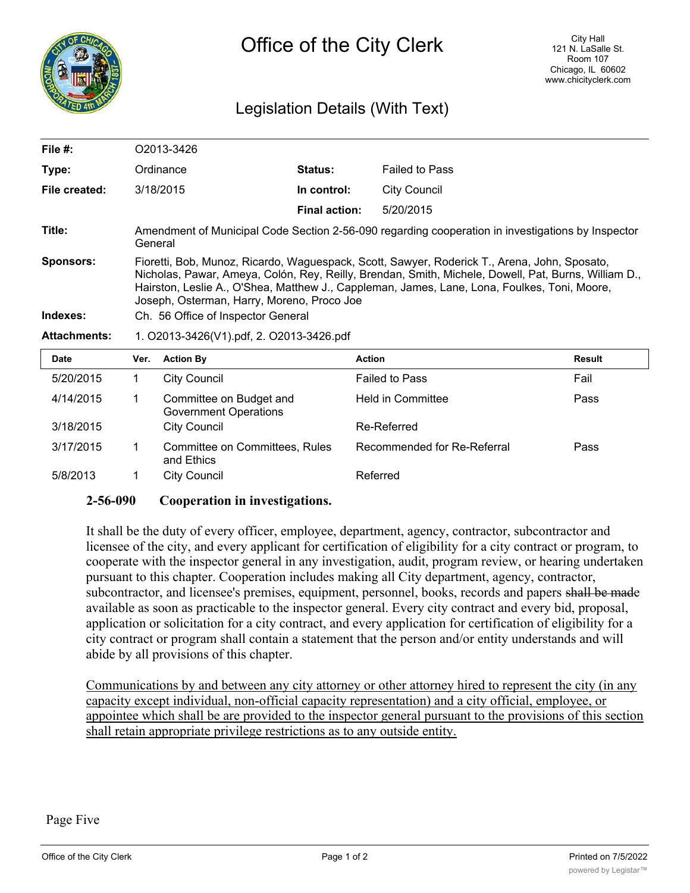# Office of the City Clerk

City Hall
121 N. LaSalle St.
Room 107
Chicago, IL 60602
www.chicityclerk.com

## Legislation Details (With Text)

| | | | |
|---|---|---|---|
| **File #:** | O2013-3426 | | |
| **Type:** | Ordinance | **Status:** | Failed to Pass |
| **File created:** | 3/18/2015 | **In control:** | City Council |
| | | **Final action:** | 5/20/2015 |

**Title:** Amendment of Municipal Code Section 2-56-090 regarding cooperation in investigations by Inspector General

**Sponsors:** Fioretti, Bob, Munoz, Ricardo, Waguespack, Scott, Sawyer, Roderick T., Arena, John, Sposato, Nicholas, Pawar, Ameya, Colón, Rey, Reilly, Brendan, Smith, Michele, Dowell, Pat, Burns, William D., Hairston, Leslie A., O'Shea, Matthew J., Cappleman, James, Lane, Lona, Foulkes, Toni, Moore, Joseph, Osterman, Harry, Moreno, Proco Joe

**Indexes:** Ch. 56 Office of Inspector General

**Attachments:** 1. O2013-3426(V1).pdf, 2. O2013-3426.pdf

| Date | Ver. | Action By | Action | Result |
|---|---|---|---|---|
| 5/20/2015 | 1 | City Council | Failed to Pass | Fail |
| 4/14/2015 | 1 | Committee on Budget and Government Operations | Held in Committee | Pass |
| 3/18/2015 | | City Council | Re-Referred | |
| 3/17/2015 | 1 | Committee on Committees, Rules and Ethics | Recommended for Re-Referral | Pass |
| 5/8/2013 | 1 | City Council | Referred | |

**2-56-090 Cooperation in investigations.**

It shall be the duty of every officer, employee, department, agency, contractor, subcontractor and licensee of the city, and every applicant for certification of eligibility for a city contract or program, to cooperate with the inspector general in any investigation, audit, program review, or hearing undertaken pursuant to this chapter. Cooperation includes making all City department, agency, contractor, subcontractor, and licensee's premises, equipment, personnel, books, records and papers ~~shall be made~~ available as soon as practicable to the inspector general. Every city contract and every bid, proposal, application or solicitation for a city contract, and every application for certification of eligibility for a city contract or program shall contain a statement that the person and/or entity understands and will abide by all provisions of this chapter.

<u>Communications by and between any city attorney or other attorney hired to represent the city (in any capacity except individual, non-official capacity representation) and a city official, employee, or appointee which shall be are provided to the inspector general pursuant to the provisions of this section shall retain appropriate privilege restrictions as to any outside entity.</u>

Page Five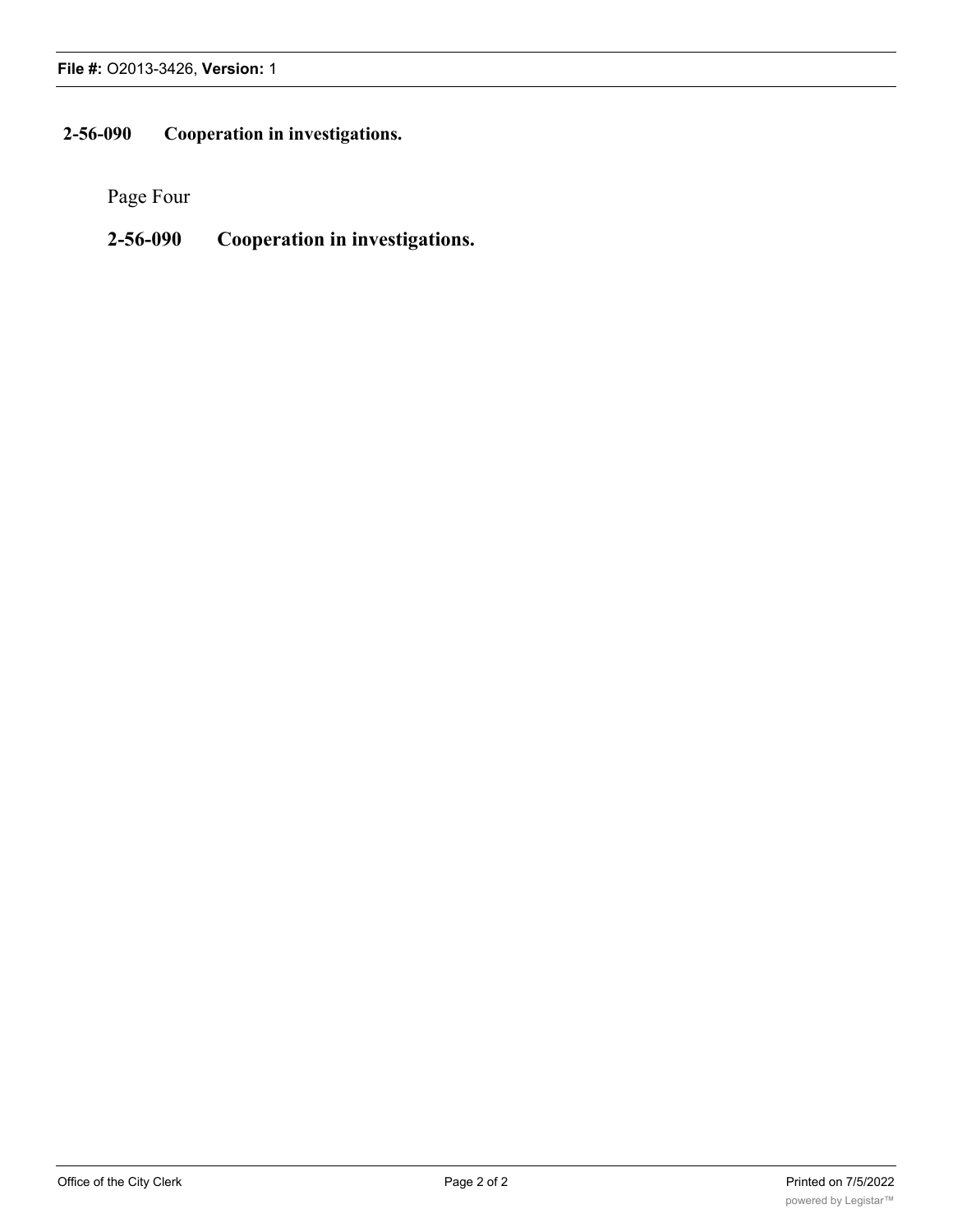**2-56-090 Cooperation in investigations.**

Page Four

**2-56-090 Cooperation in investigations.**